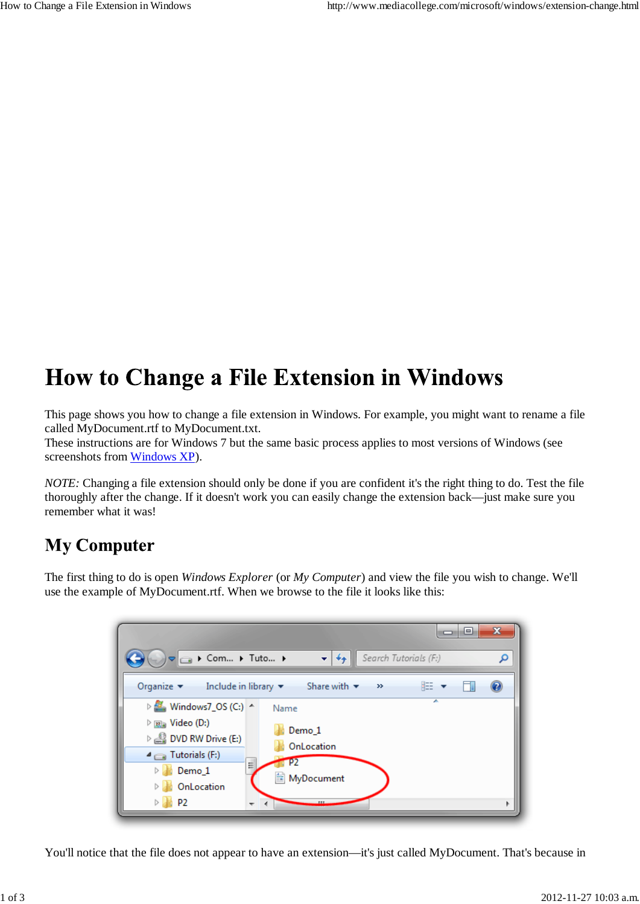# How to Change a File Extension in Windows

This page shows you how to change a file extension in Windows. For example, you might want to rename a file called MyDocument.rtf to MyDocument.txt.
These instructions are for Windows 7 but the same basic process applies to most versions of Windows (see screenshots from Windows XP).

*NOTE:* Changing a file extension should only be done if you are confident it's the right thing to do. Test the file thoroughly after the change. If it doesn't work you can easily change the extension back—just make sure you remember what it was!

## My Computer

The first thing to do is open *Windows Explorer* (or *My Computer*) and view the file you wish to change. We'll use the example of MyDocument.rtf. When we browse to the file it looks like this:

You'll notice that the file does not appear to have an extension—it's just called MyDocument. That's because in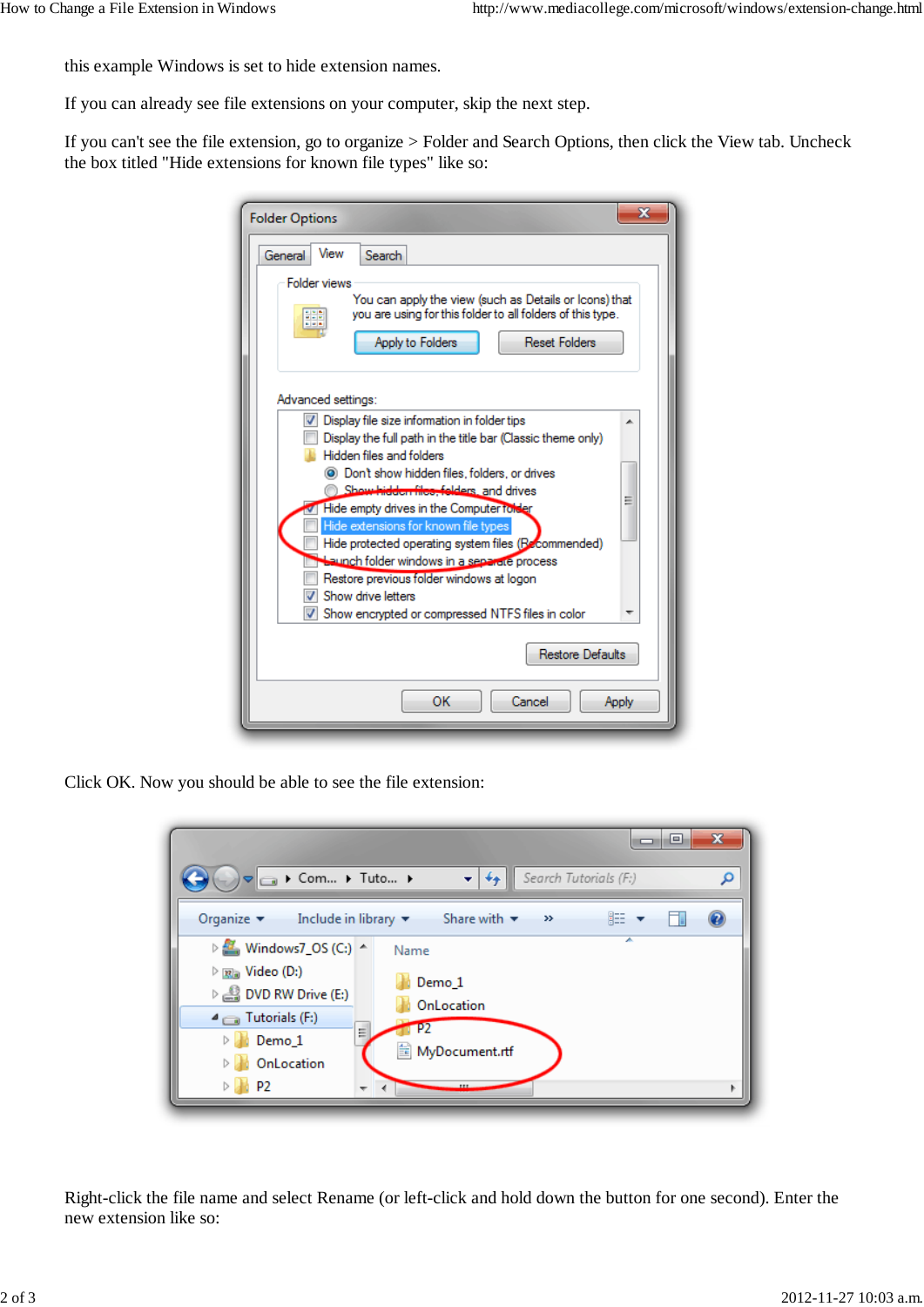this example Windows is set to hide extension names.

If you can already see file extensions on your computer, skip the next step.

If you can't see the file extension, go to organize > Folder and Search Options, then click the View tab. Uncheck the box titled "Hide extensions for known file types" like so:

Click OK. Now you should be able to see the file extension:

Right-click the file name and select Rename (or left-click and hold down the button for one second). Enter the new extension like so: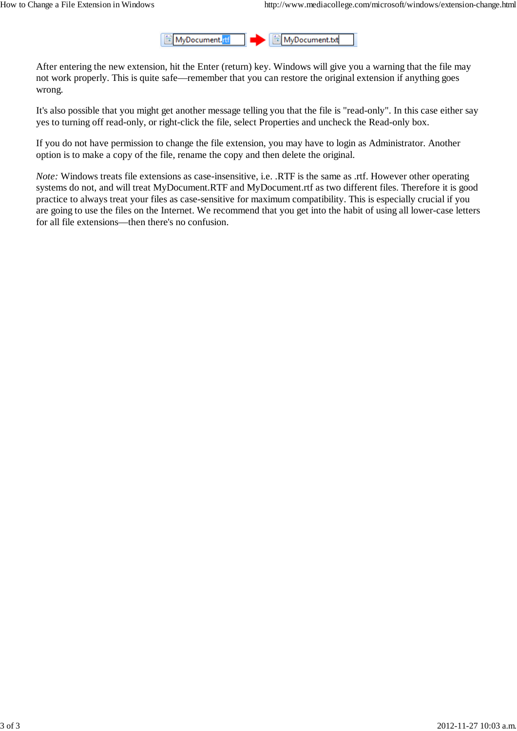After entering the new extension, hit the Enter (return) key. Windows will give you a warning that the file may not work properly. This is quite safe—remember that you can restore the original extension if anything goes wrong.

It's also possible that you might get another message telling you that the file is "read-only". In this case either say yes to turning off read-only, or right-click the file, select Properties and uncheck the Read-only box.

If you do not have permission to change the file extension, you may have to login as Administrator. Another option is to make a copy of the file, rename the copy and then delete the original.

*Note:* Windows treats file extensions as case-insensitive, i.e. .RTF is the same as .rtf. However other operating systems do not, and will treat MyDocument.RTF and MyDocument.rtf as two different files. Therefore it is good practice to always treat your files as case-sensitive for maximum compatibility. This is especially crucial if you are going to use the files on the Internet. We recommend that you get into the habit of using all lower-case letters for all file extensions—then there's no confusion.